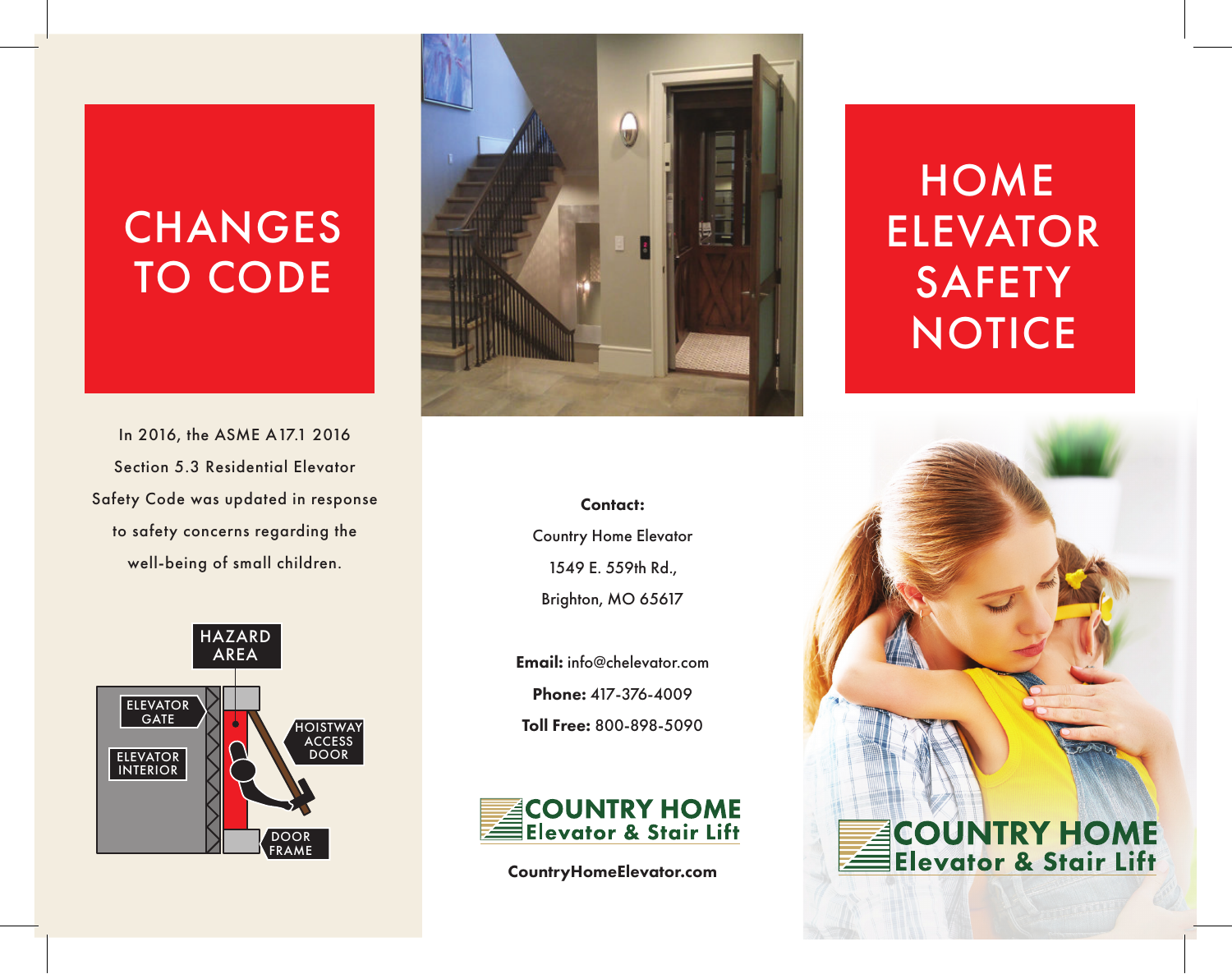# CHANGES TO CODE

In 2016, the ASME A17.1 2016 Section 5.3 Residential Elevator Safety Code was updated in response to safety concerns regarding the well-being of small children.

HAZARD AREA

ELEVATOR GATE

ELEVATOR INTERIOR

HOISTWAY ACCESS DOOR

DOOR FRAME

**Contact:**

Country Home Elevator

1549 E. 559th Rd.,

Brighton, MO 65617

**Email:** info@chelevator.com

**Phone:** 417-376-4009

**Toll Free:** 800-898-5090

COUNTRY HOME
Elevator & Stair Lift

**CountryHomeElevator.com**

# HOME ELEVATOR SAFETY NOTICE

COUNTRY HOME
Elevator & Stair Lift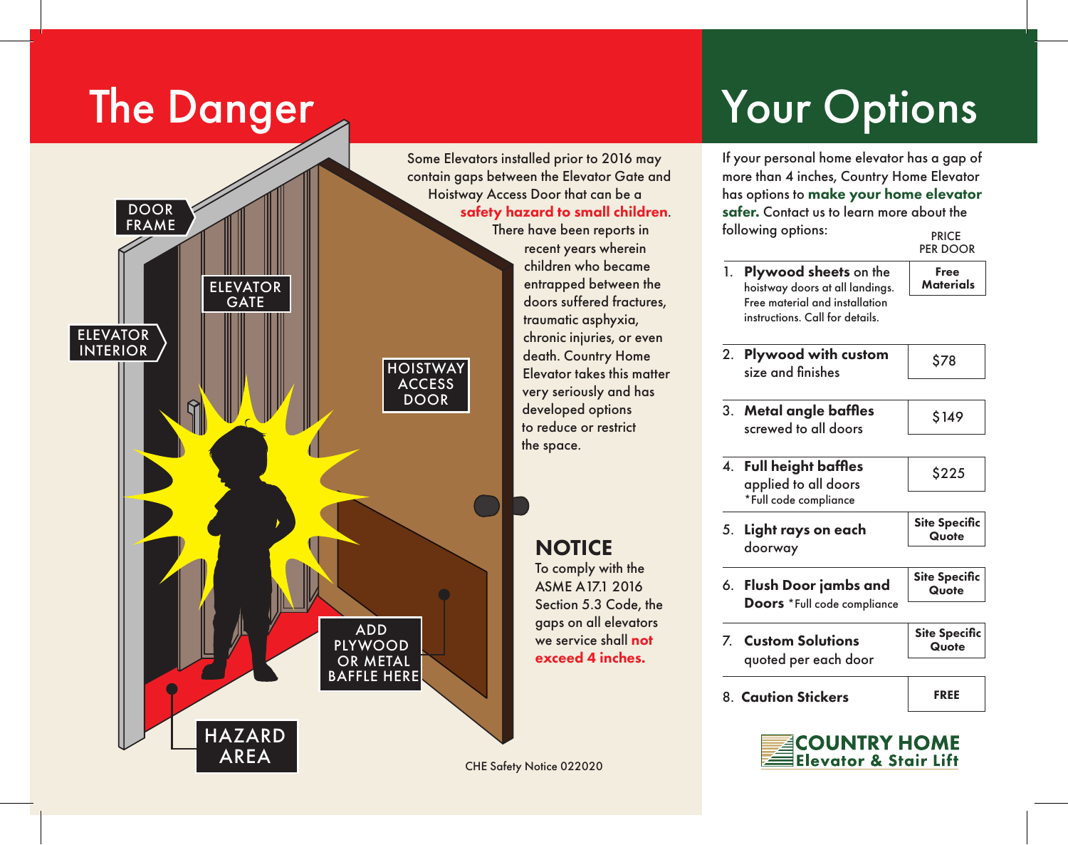# The Danger

DOOR FRAME

ELEVATOR GATE

ELEVATOR INTERIOR

HOISTWAY ACCESS DOOR

ADD PLYWOOD OR METAL BAFFLE HERE

HAZARD AREA

Some Elevators installed prior to 2016 may contain gaps between the Elevator Gate and Hoistway Access Door that can be a **safety hazard to small children**. There have been reports in recent years wherein children who became entrapped between the doors suffered fractures, traumatic asphyxia, chronic injuries, or even death. Country Home Elevator takes this matter very seriously and has developed options to reduce or restrict the space.

## NOTICE

To comply with the ASME A17.1 2016 Section 5.3 Code, the gaps on all elevators we service shall **not exceed 4 inches.**

CHE Safety Notice 022020

# Your Options

If your personal home elevator has a gap of more than 4 inches, Country Home Elevator has options to **make your home elevator safer.** Contact us to learn more about the following options:

| Option | PRICE PER DOOR |
|---|---|
| 1. **Plywood sheets** on the hoistway doors at all landings. Free material and installation instructions. Call for details. | **Free Materials** |
| 2. **Plywood with custom** size and finishes | $78 |
| 3. **Metal angle baffles** screwed to all doors | $149 |
| 4. **Full height baffles** applied to all doors *Full code compliance | $225 |
| 5. **Light rays on each** doorway | **Site Specific Quote** |
| 6. **Flush Door jambs and Doors** *Full code compliance | **Site Specific Quote** |
| 7. **Custom Solutions** quoted per each door | **Site Specific Quote** |
| 8. **Caution Stickers** | **FREE** |

COUNTRY HOME Elevator & Stair Lift